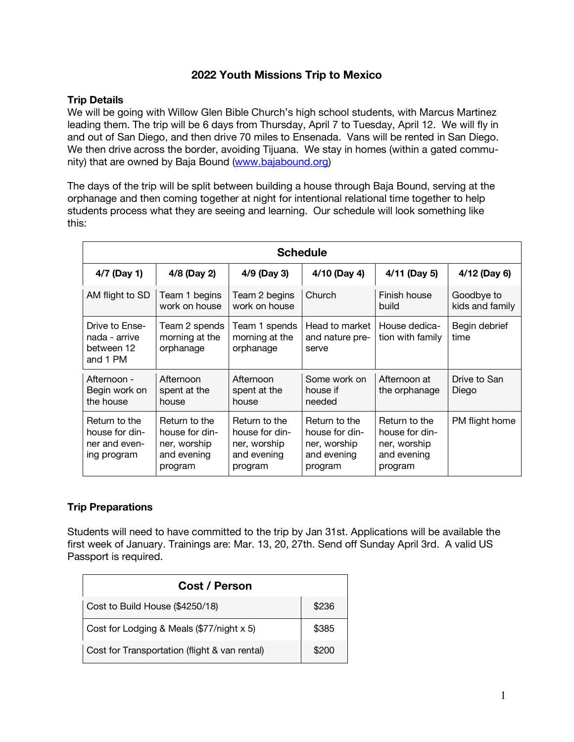# 2022 Youth Missions Trip to Mexico

## Trip Details

We will be going with Willow Glen Bible Church's high school students, with Marcus Martinez leading them. The trip will be 6 days from Thursday, April 7 to Tuesday, April 12. We will fly in and out of San Diego, and then drive 70 miles to Ensenada. Vans will be rented in San Diego. We then drive across the border, avoiding Tijuana. We stay in homes (within a gated community) that are owned by Baja Bound (www.bajabound.org)

The days of the trip will be split between building a house through Baja Bound, serving at the orphanage and then coming together at night for intentional relational time together to help students process what they are seeing and learning. Our schedule will look something like this:

| Schedule | | | | | |
|---|---|---|---|---|---|
| **4/7 (Day 1)** | **4/8 (Day 2)** | **4/9 (Day 3)** | **4/10 (Day 4)** | **4/11 (Day 5)** | **4/12 (Day 6)** |
| AM flight to SD | Team 1 begins work on house | Team 2 begins work on house | Church | Finish house build | Goodbye to kids and family |
| Drive to Ensenada - arrive between 12 and 1 PM | Team 2 spends morning at the orphanage | Team 1 spends morning at the orphanage | Head to market and nature preserve | House dedication with family | Begin debrief time |
| Afternoon - Begin work on the house | Afternoon spent at the house | Afternoon spent at the house | Some work on house if needed | Afternoon at the orphanage | Drive to San Diego |
| Return to the house for dinner and evening program | Return to the house for dinner, worship and evening program | Return to the house for dinner, worship and evening program | Return to the house for dinner, worship and evening program | Return to the house for dinner, worship and evening program | PM flight home |

## Trip Preparations

Students will need to have committed to the trip by Jan 31st. Applications will be available the first week of January. Trainings are: Mar. 13, 20, 27th. Send off Sunday April 3rd. A valid US Passport is required.

| Cost / Person | |
|---|---|
| Cost to Build House ($4250/18) | $236 |
| Cost for Lodging & Meals ($77/night x 5) | $385 |
| Cost for Transportation (flight & van rental) | $200 |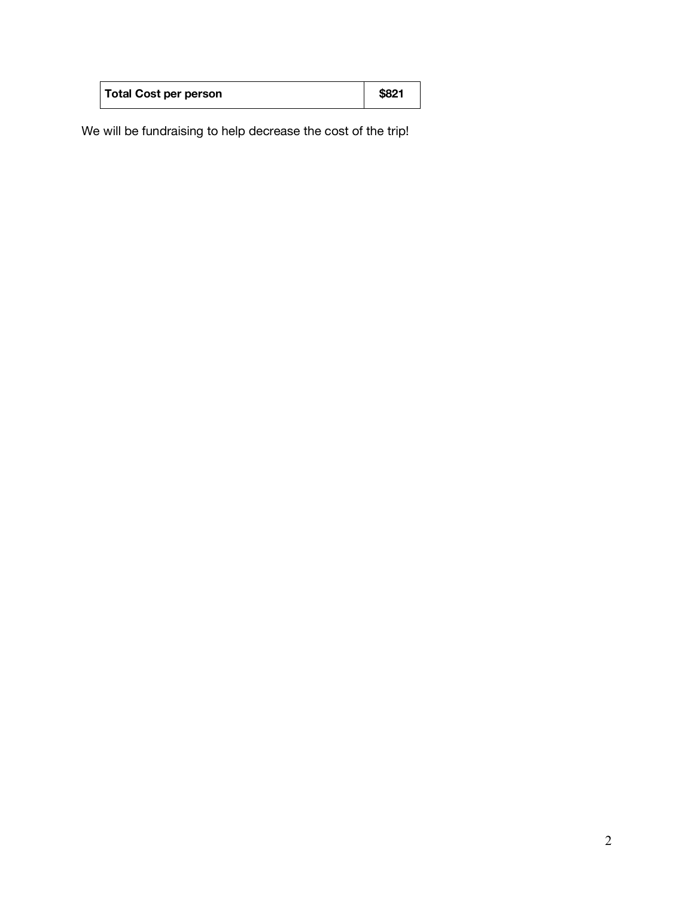| | |
|---|---|
| **Total Cost per person** | **$821** |

We will be fundraising to help decrease the cost of the trip!